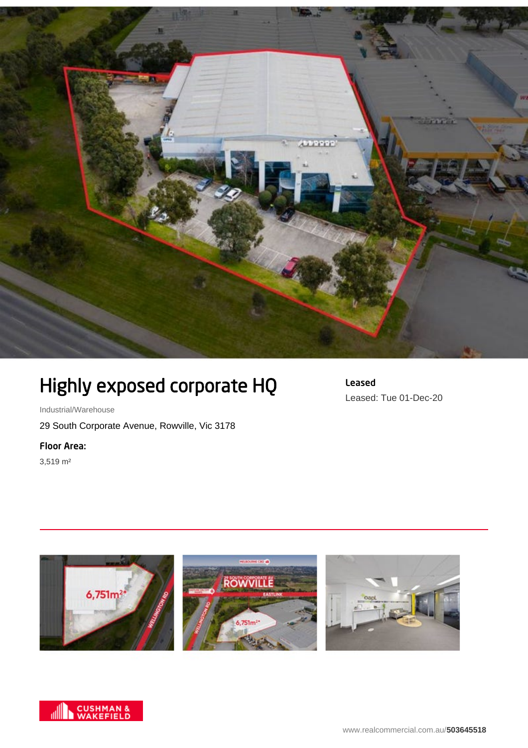# Highly exposed corporate HQ

Industrial/Warehouse

29 South Corporate Avenue, Rowville, Vic 3178

**Floor Area:**

3,519 m²

**Leased**

Leased: Tue 01-Dec-20

www.realcommercial.com.au/503645518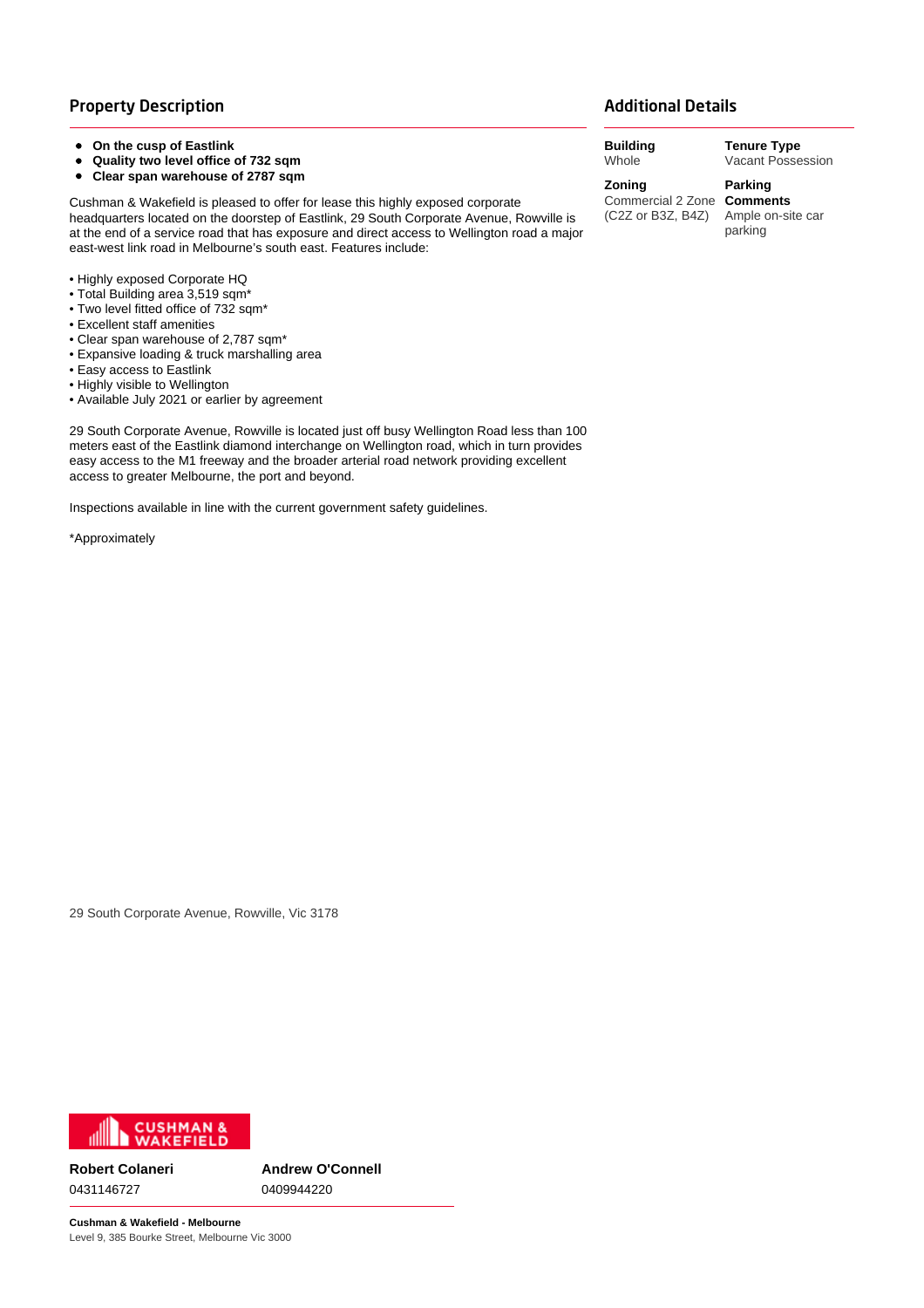## Property Description

- **On the cusp of Eastlink**
- **Quality two level office of 732 sqm**
- **Clear span warehouse of 2787 sqm**

Cushman & Wakefield is pleased to offer for lease this highly exposed corporate headquarters located on the doorstep of Eastlink, 29 South Corporate Avenue, Rowville is at the end of a service road that has exposure and direct access to Wellington road a major east-west link road in Melbourne's south east. Features include:

• Highly exposed Corporate HQ
• Total Building area 3,519 sqm*
• Two level fitted office of 732 sqm*
• Excellent staff amenities
• Clear span warehouse of 2,787 sqm*
• Expansive loading & truck marshalling area
• Easy access to Eastlink
• Highly visible to Wellington
• Available July 2021 or earlier by agreement

29 South Corporate Avenue, Rowville is located just off busy Wellington Road less than 100 meters east of the Eastlink diamond interchange on Wellington road, which in turn provides easy access to the M1 freeway and the broader arterial road network providing excellent access to greater Melbourne, the port and beyond.

Inspections available in line with the current government safety guidelines.

*Approximately

## Additional Details

**Building**
Whole

**Tenure Type**
Vacant Possession

**Zoning**
Commercial 2 Zone (C2Z or B3Z, B4Z)

**Parking Comments**
Ample on-site car parking

29 South Corporate Avenue, Rowville, Vic 3178

CUSHMAN & WAKEFIELD

**Robert Colaneri**
0431146727

**Andrew O'Connell**
0409944220

**Cushman & Wakefield - Melbourne**
Level 9, 385 Bourke Street, Melbourne Vic 3000